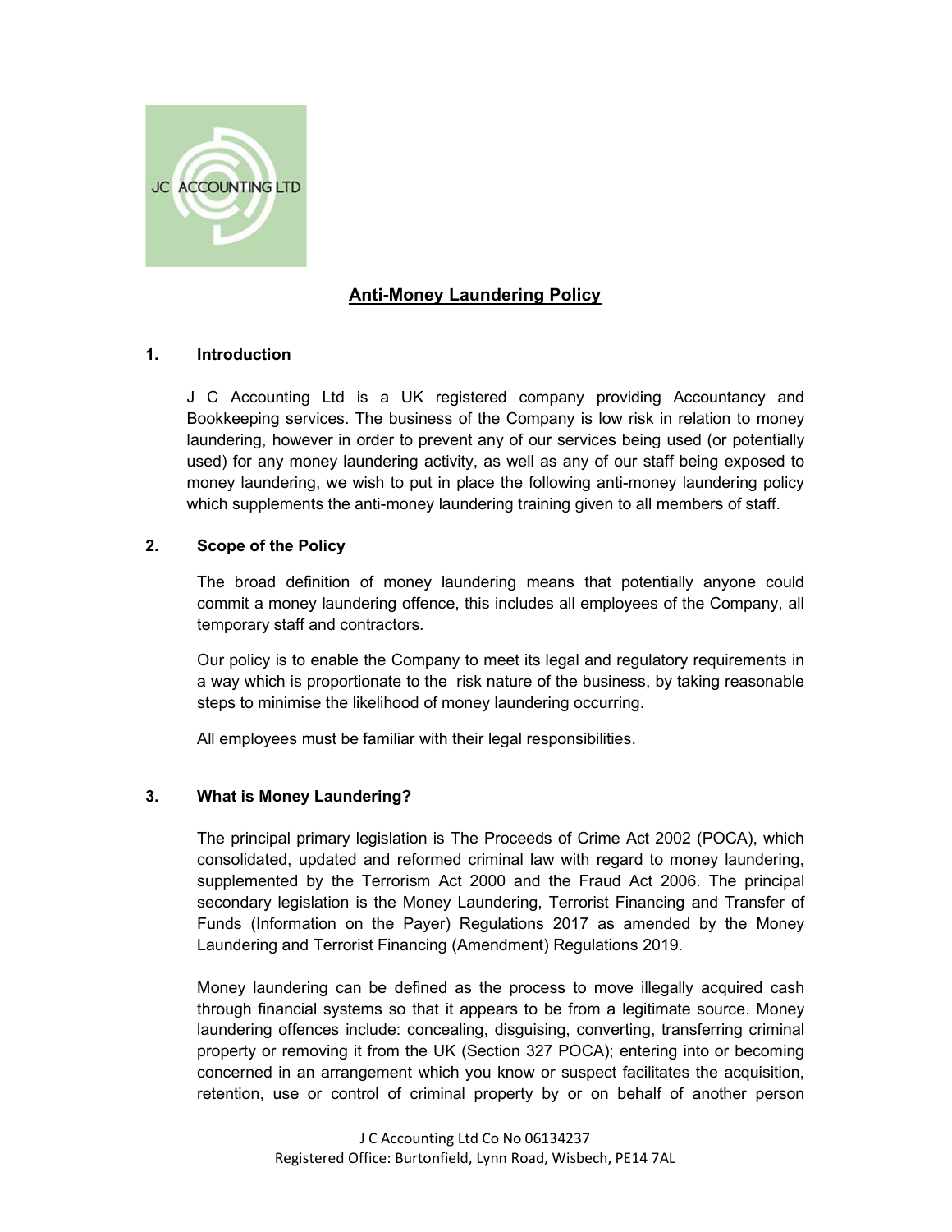# Anti-Money Laundering Policy

## 1. Introduction

J C Accounting Ltd is a UK registered company providing Accountancy and Bookkeeping services. The business of the Company is low risk in relation to money laundering, however in order to prevent any of our services being used (or potentially used) for any money laundering activity, as well as any of our staff being exposed to money laundering, we wish to put in place the following anti-money laundering policy which supplements the anti-money laundering training given to all members of staff.

## 2. Scope of the Policy

The broad definition of money laundering means that potentially anyone could commit a money laundering offence, this includes all employees of the Company, all temporary staff and contractors.

Our policy is to enable the Company to meet its legal and regulatory requirements in a way which is proportionate to the risk nature of the business, by taking reasonable steps to minimise the likelihood of money laundering occurring.

All employees must be familiar with their legal responsibilities.

## 3. What is Money Laundering?

The principal primary legislation is The Proceeds of Crime Act 2002 (POCA), which consolidated, updated and reformed criminal law with regard to money laundering, supplemented by the Terrorism Act 2000 and the Fraud Act 2006. The principal secondary legislation is the Money Laundering, Terrorist Financing and Transfer of Funds (Information on the Payer) Regulations 2017 as amended by the Money Laundering and Terrorist Financing (Amendment) Regulations 2019.

Money laundering can be defined as the process to move illegally acquired cash through financial systems so that it appears to be from a legitimate source. Money laundering offences include: concealing, disguising, converting, transferring criminal property or removing it from the UK (Section 327 POCA); entering into or becoming concerned in an arrangement which you know or suspect facilitates the acquisition, retention, use or control of criminal property by or on behalf of another person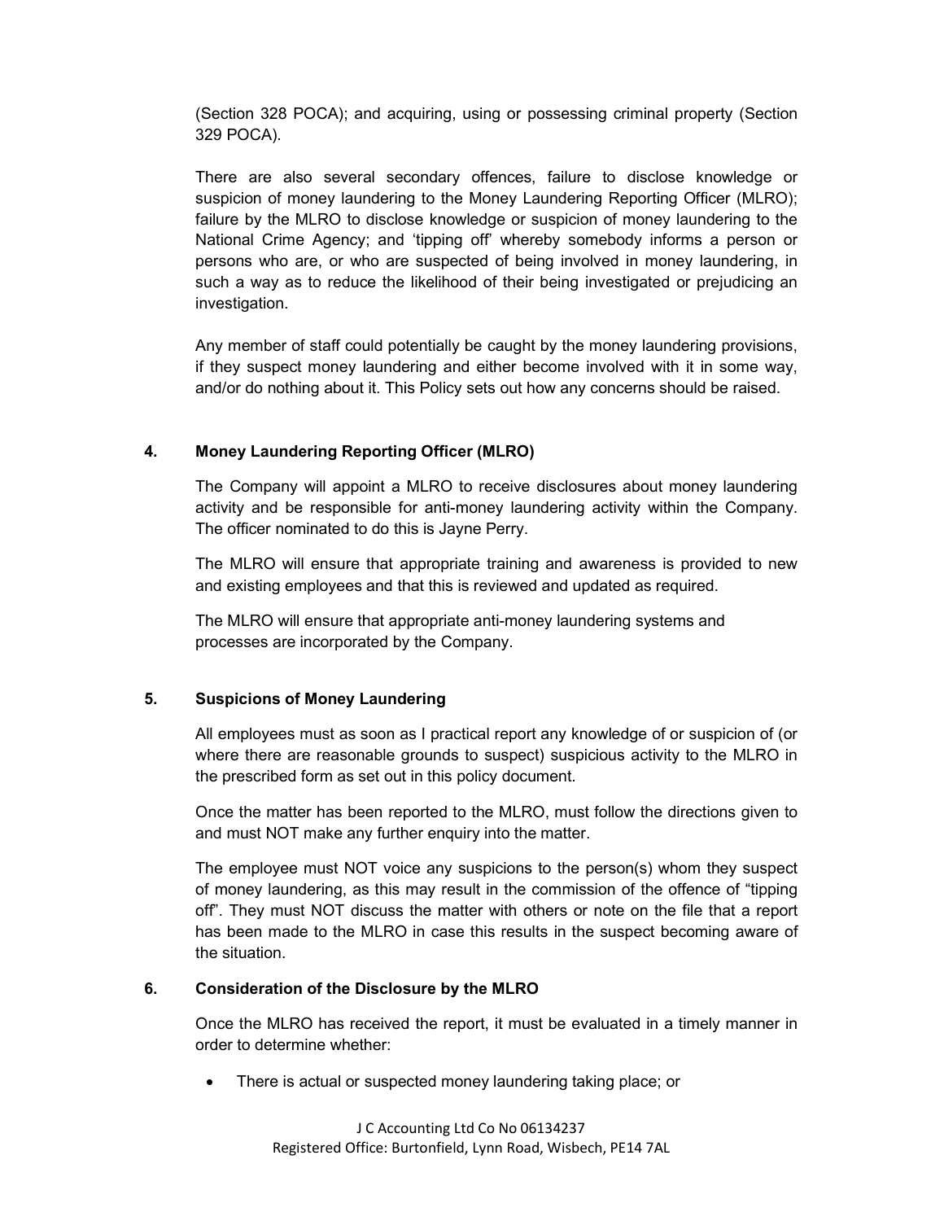(Section 328 POCA); and acquiring, using or possessing criminal property (Section 329 POCA).

There are also several secondary offences, failure to disclose knowledge or suspicion of money laundering to the Money Laundering Reporting Officer (MLRO); failure by the MLRO to disclose knowledge or suspicion of money laundering to the National Crime Agency; and 'tipping off' whereby somebody informs a person or persons who are, or who are suspected of being involved in money laundering, in such a way as to reduce the likelihood of their being investigated or prejudicing an investigation.

Any member of staff could potentially be caught by the money laundering provisions, if they suspect money laundering and either become involved with it in some way, and/or do nothing about it. This Policy sets out how any concerns should be raised.

## 4. Money Laundering Reporting Officer (MLRO)

The Company will appoint a MLRO to receive disclosures about money laundering activity and be responsible for anti-money laundering activity within the Company. The officer nominated to do this is Jayne Perry.

The MLRO will ensure that appropriate training and awareness is provided to new and existing employees and that this is reviewed and updated as required.

The MLRO will ensure that appropriate anti-money laundering systems and processes are incorporated by the Company.

## 5. Suspicions of Money Laundering

All employees must as soon as I practical report any knowledge of or suspicion of (or where there are reasonable grounds to suspect) suspicious activity to the MLRO in the prescribed form as set out in this policy document.

Once the matter has been reported to the MLRO, must follow the directions given to and must NOT make any further enquiry into the matter.

The employee must NOT voice any suspicions to the person(s) whom they suspect of money laundering, as this may result in the commission of the offence of "tipping off". They must NOT discuss the matter with others or note on the file that a report has been made to the MLRO in case this results in the suspect becoming aware of the situation.

## 6. Consideration of the Disclosure by the MLRO

Once the MLRO has received the report, it must be evaluated in a timely manner in order to determine whether:

- There is actual or suspected money laundering taking place; or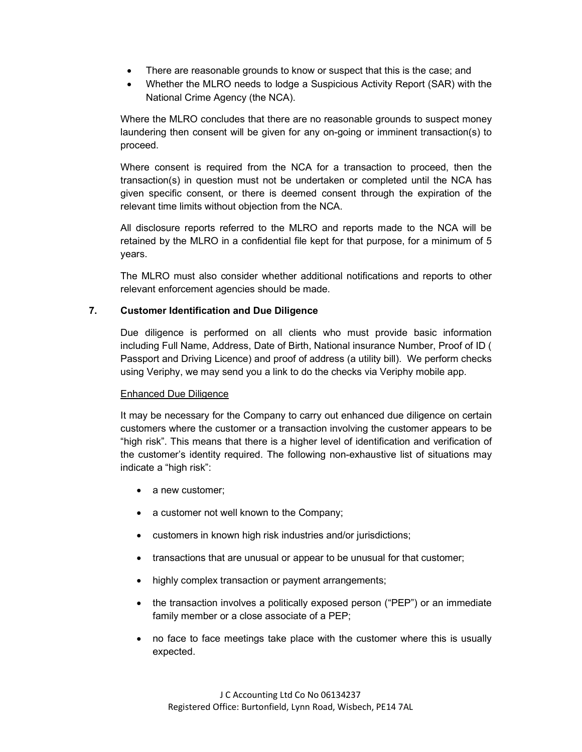- There are reasonable grounds to know or suspect that this is the case; and
- Whether the MLRO needs to lodge a Suspicious Activity Report (SAR) with the National Crime Agency (the NCA).

Where the MLRO concludes that there are no reasonable grounds to suspect money laundering then consent will be given for any on-going or imminent transaction(s) to proceed.

Where consent is required from the NCA for a transaction to proceed, then the transaction(s) in question must not be undertaken or completed until the NCA has given specific consent, or there is deemed consent through the expiration of the relevant time limits without objection from the NCA.

All disclosure reports referred to the MLRO and reports made to the NCA will be retained by the MLRO in a confidential file kept for that purpose, for a minimum of 5 years.

The MLRO must also consider whether additional notifications and reports to other relevant enforcement agencies should be made.

## 7. Customer Identification and Due Diligence

Due diligence is performed on all clients who must provide basic information including Full Name, Address, Date of Birth, National insurance Number, Proof of ID ( Passport and Driving Licence) and proof of address (a utility bill). We perform checks using Veriphy, we may send you a link to do the checks via Veriphy mobile app.

### Enhanced Due Diligence

It may be necessary for the Company to carry out enhanced due diligence on certain customers where the customer or a transaction involving the customer appears to be "high risk". This means that there is a higher level of identification and verification of the customer's identity required. The following non-exhaustive list of situations may indicate a "high risk":

- a new customer;
- a customer not well known to the Company;
- customers in known high risk industries and/or jurisdictions;
- transactions that are unusual or appear to be unusual for that customer;
- highly complex transaction or payment arrangements;
- the transaction involves a politically exposed person ("PEP") or an immediate family member or a close associate of a PEP;
- no face to face meetings take place with the customer where this is usually expected.

J C Accounting Ltd Co No 06134237
Registered Office: Burtonfield, Lynn Road, Wisbech, PE14 7AL